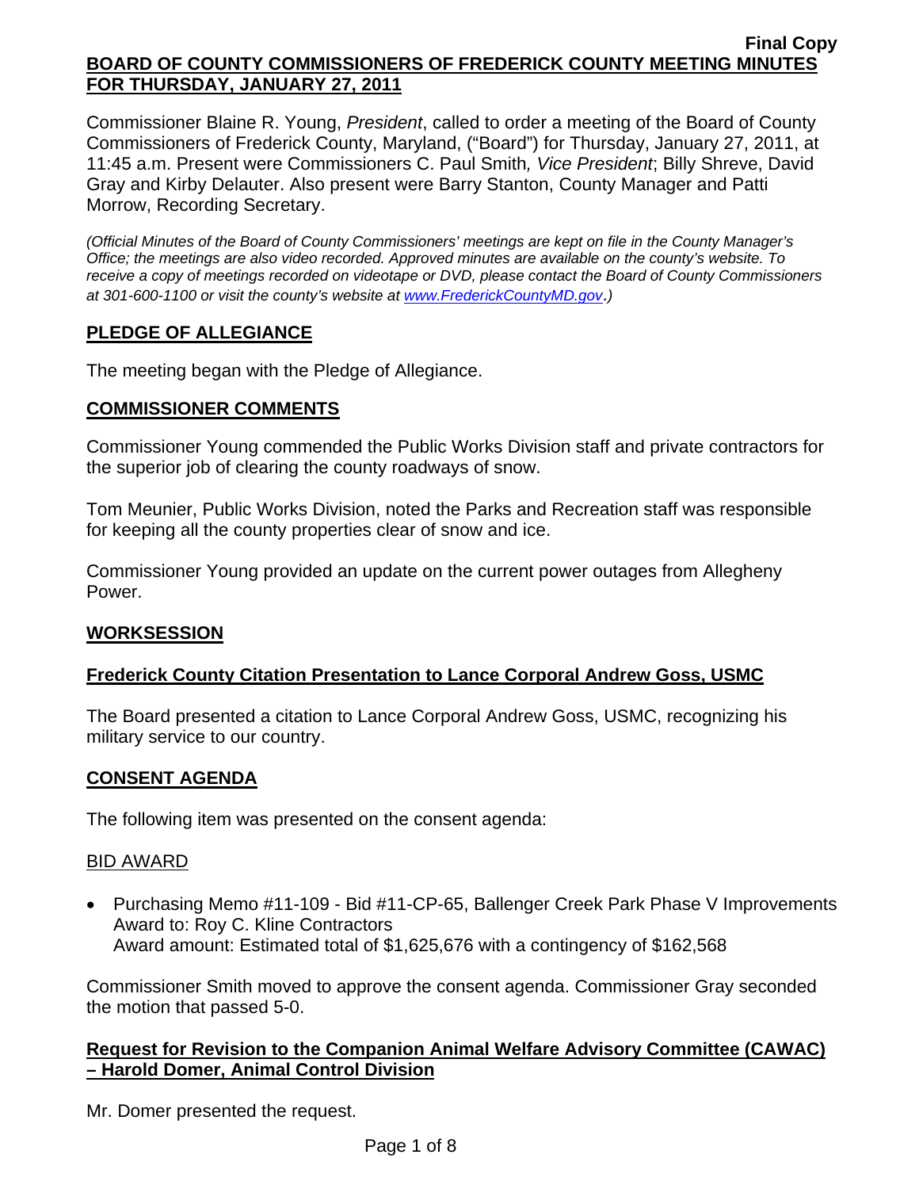**Final Copy**

**BOARD OF COUNTY COMMISSIONERS OF FREDERICK COUNTY MEETING MINUTES FOR THURSDAY, JANUARY 27, 2011**

Commissioner Blaine R. Young, *President*, called to order a meeting of the Board of County Commissioners of Frederick County, Maryland, ("Board") for Thursday, January 27, 2011, at 11:45 a.m. Present were Commissioners C. Paul Smith*, Vice President*; Billy Shreve, David Gray and Kirby Delauter. Also present were Barry Stanton, County Manager and Patti Morrow, Recording Secretary.

*(Official Minutes of the Board of County Commissioners' meetings are kept on file in the County Manager's Office; the meetings are also video recorded. Approved minutes are available on the county's website. To receive a copy of meetings recorded on videotape or DVD, please contact the Board of County Commissioners at 301-600-1100 or visit the county's website at www.FrederickCountyMD.gov.)*

## PLEDGE OF ALLEGIANCE

The meeting began with the Pledge of Allegiance.

## COMMISSIONER COMMENTS

Commissioner Young commended the Public Works Division staff and private contractors for the superior job of clearing the county roadways of snow.

Tom Meunier, Public Works Division, noted the Parks and Recreation staff was responsible for keeping all the county properties clear of snow and ice.

Commissioner Young provided an update on the current power outages from Allegheny Power.

## WORKSESSION

### Frederick County Citation Presentation to Lance Corporal Andrew Goss, USMC

The Board presented a citation to Lance Corporal Andrew Goss, USMC, recognizing his military service to our country.

## CONSENT AGENDA

The following item was presented on the consent agenda:

BID AWARD

- Purchasing Memo #11-109 - Bid #11-CP-65, Ballenger Creek Park Phase V Improvements
  Award to: Roy C. Kline Contractors
  Award amount: Estimated total of $1,625,676 with a contingency of $162,568

Commissioner Smith moved to approve the consent agenda. Commissioner Gray seconded the motion that passed 5-0.

### Request for Revision to the Companion Animal Welfare Advisory Committee (CAWAC) – Harold Domer, Animal Control Division

Mr. Domer presented the request.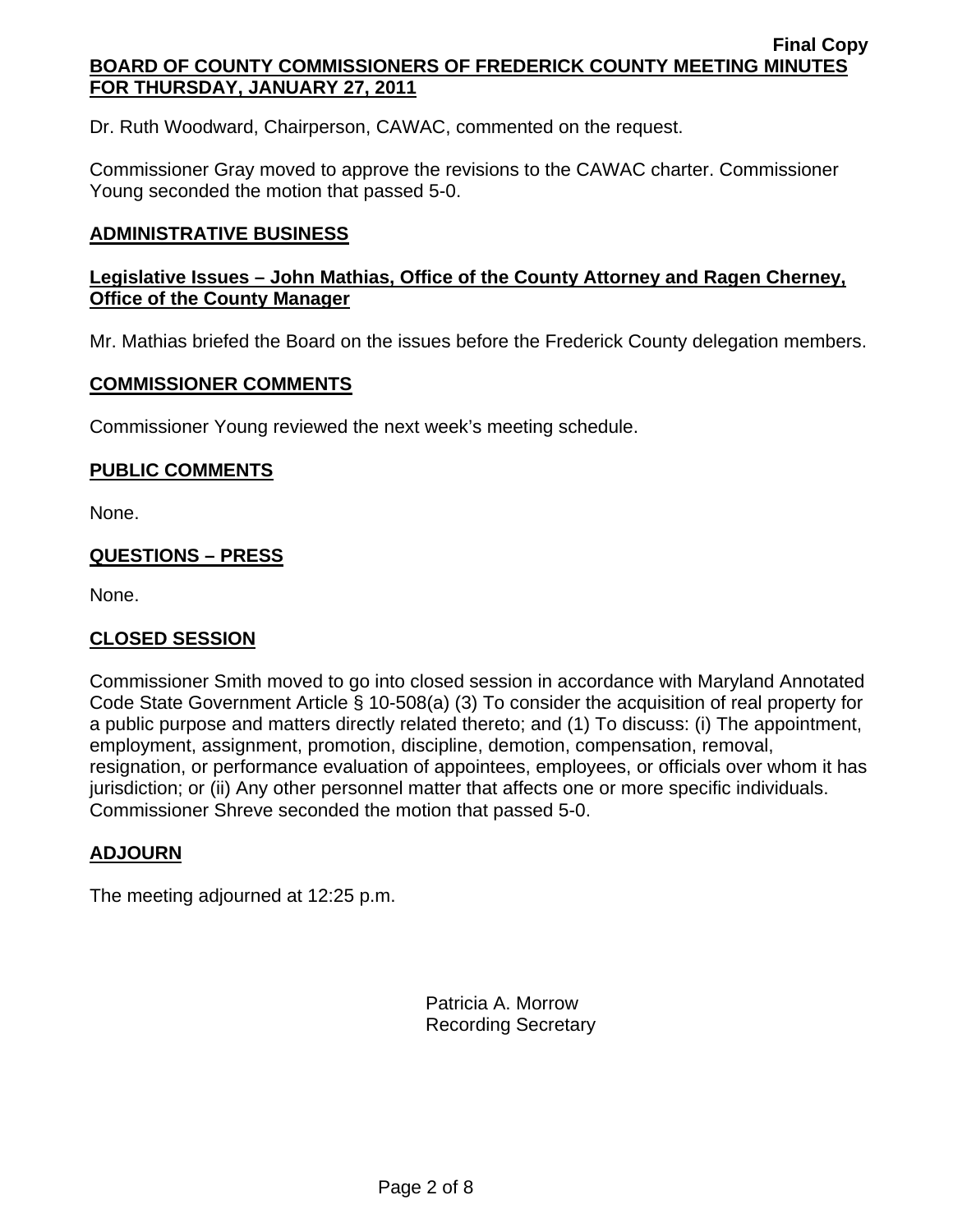Dr. Ruth Woodward, Chairperson, CAWAC, commented on the request.

Commissioner Gray moved to approve the revisions to the CAWAC charter. Commissioner Young seconded the motion that passed 5-0.

## ADMINISTRATIVE BUSINESS

### Legislative Issues – John Mathias, Office of the County Attorney and Ragen Cherney, Office of the County Manager

Mr. Mathias briefed the Board on the issues before the Frederick County delegation members.

## COMMISSIONER COMMENTS

Commissioner Young reviewed the next week's meeting schedule.

## PUBLIC COMMENTS

None.

## QUESTIONS – PRESS

None.

## CLOSED SESSION

Commissioner Smith moved to go into closed session in accordance with Maryland Annotated Code State Government Article § 10-508(a) (3) To consider the acquisition of real property for a public purpose and matters directly related thereto; and (1) To discuss: (i) The appointment, employment, assignment, promotion, discipline, demotion, compensation, removal, resignation, or performance evaluation of appointees, employees, or officials over whom it has jurisdiction; or (ii) Any other personnel matter that affects one or more specific individuals. Commissioner Shreve seconded the motion that passed 5-0.

## ADJOURN

The meeting adjourned at 12:25 p.m.

Patricia A. Morrow
Recording Secretary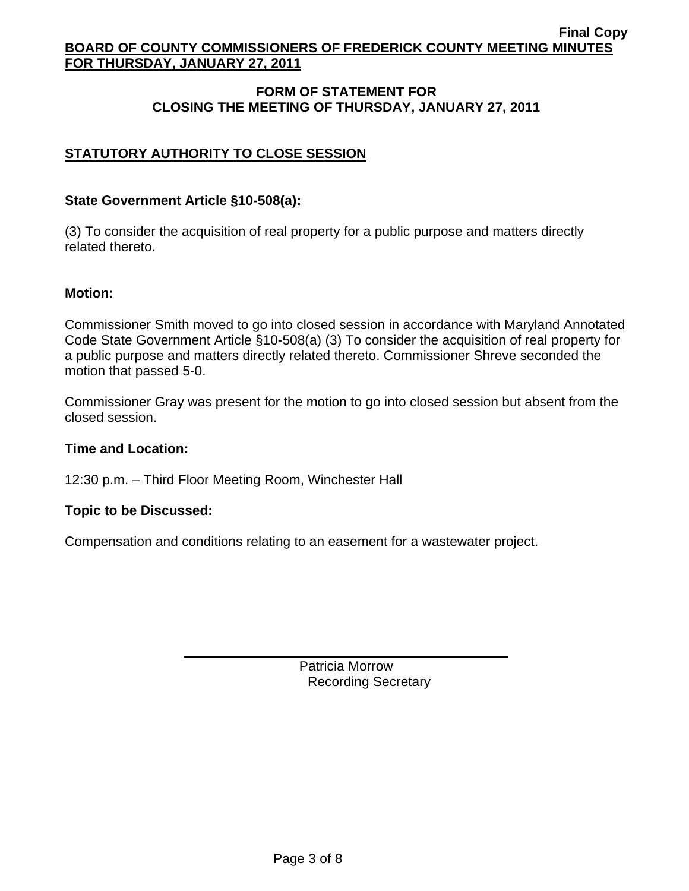## FORM OF STATEMENT FOR CLOSING THE MEETING OF THURSDAY, JANUARY 27, 2011

### STATUTORY AUTHORITY TO CLOSE SESSION

**State Government Article §10-508(a):**

(3) To consider the acquisition of real property for a public purpose and matters directly related thereto.

**Motion:**

Commissioner Smith moved to go into closed session in accordance with Maryland Annotated Code State Government Article §10-508(a) (3) To consider the acquisition of real property for a public purpose and matters directly related thereto. Commissioner Shreve seconded the motion that passed 5-0.

Commissioner Gray was present for the motion to go into closed session but absent from the closed session.

**Time and Location:**

12:30 p.m. – Third Floor Meeting Room, Winchester Hall

**Topic to be Discussed:**

Compensation and conditions relating to an easement for a wastewater project.

Patricia Morrow
Recording Secretary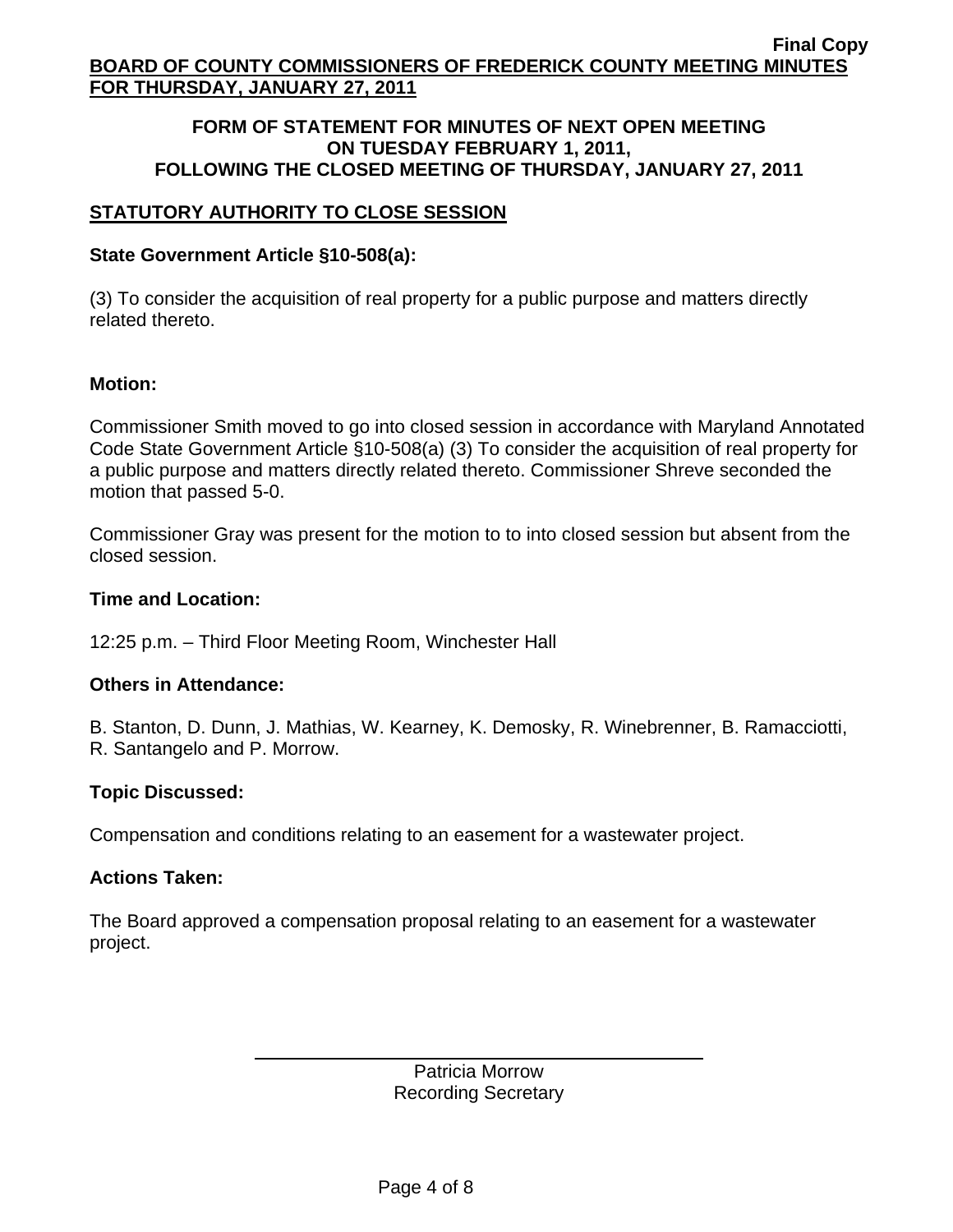Final Copy

**BOARD OF COUNTY COMMISSIONERS OF FREDERICK COUNTY MEETING MINUTES FOR THURSDAY, JANUARY 27, 2011**

**FORM OF STATEMENT FOR MINUTES OF NEXT OPEN MEETING ON TUESDAY FEBRUARY 1, 2011, FOLLOWING THE CLOSED MEETING OF THURSDAY, JANUARY 27, 2011**

## STATUTORY AUTHORITY TO CLOSE SESSION

**State Government Article §10-508(a):**

(3) To consider the acquisition of real property for a public purpose and matters directly related thereto.

**Motion:**

Commissioner Smith moved to go into closed session in accordance with Maryland Annotated Code State Government Article §10-508(a) (3) To consider the acquisition of real property for a public purpose and matters directly related thereto. Commissioner Shreve seconded the motion that passed 5-0.

Commissioner Gray was present for the motion to to into closed session but absent from the closed session.

**Time and Location:**

12:25 p.m. – Third Floor Meeting Room, Winchester Hall

**Others in Attendance:**

B. Stanton, D. Dunn, J. Mathias, W. Kearney, K. Demosky, R. Winebrenner, B. Ramacciotti, R. Santangelo and P. Morrow.

**Topic Discussed:**

Compensation and conditions relating to an easement for a wastewater project.

**Actions Taken:**

The Board approved a compensation proposal relating to an easement for a wastewater project.

Patricia Morrow
Recording Secretary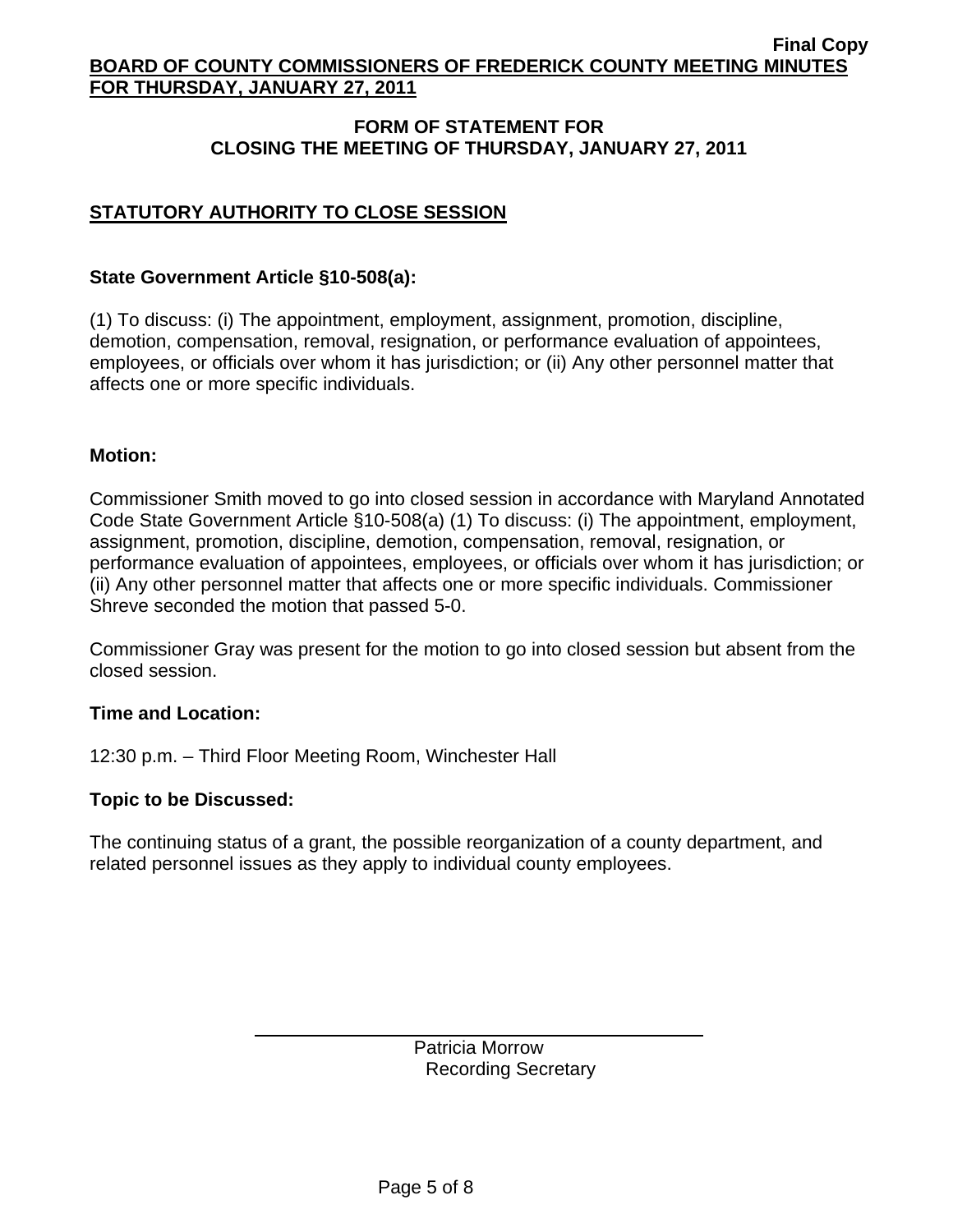**Final Copy**

**BOARD OF COUNTY COMMISSIONERS OF FREDERICK COUNTY MEETING MINUTES FOR THURSDAY, JANUARY 27, 2011**

## FORM OF STATEMENT FOR CLOSING THE MEETING OF THURSDAY, JANUARY 27, 2011

## STATUTORY AUTHORITY TO CLOSE SESSION

**State Government Article §10-508(a):**

(1) To discuss: (i) The appointment, employment, assignment, promotion, discipline, demotion, compensation, removal, resignation, or performance evaluation of appointees, employees, or officials over whom it has jurisdiction; or (ii) Any other personnel matter that affects one or more specific individuals.

**Motion:**

Commissioner Smith moved to go into closed session in accordance with Maryland Annotated Code State Government Article §10-508(a) (1) To discuss: (i) The appointment, employment, assignment, promotion, discipline, demotion, compensation, removal, resignation, or performance evaluation of appointees, employees, or officials over whom it has jurisdiction; or (ii) Any other personnel matter that affects one or more specific individuals. Commissioner Shreve seconded the motion that passed 5-0.

Commissioner Gray was present for the motion to go into closed session but absent from the closed session.

**Time and Location:**

12:30 p.m. – Third Floor Meeting Room, Winchester Hall

**Topic to be Discussed:**

The continuing status of a grant, the possible reorganization of a county department, and related personnel issues as they apply to individual county employees.

Patricia Morrow
Recording Secretary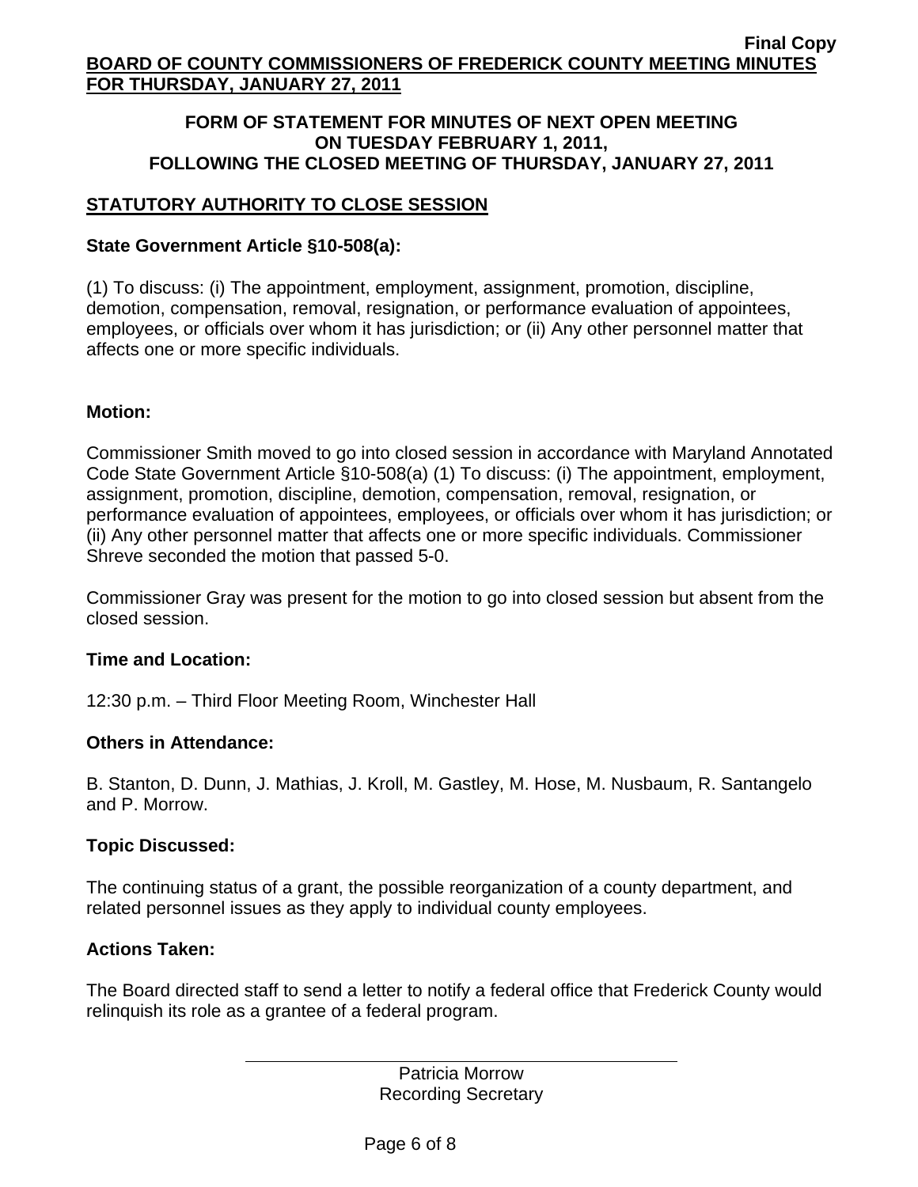**Final Copy**

**BOARD OF COUNTY COMMISSIONERS OF FREDERICK COUNTY MEETING MINUTES FOR THURSDAY, JANUARY 27, 2011**

**FORM OF STATEMENT FOR MINUTES OF NEXT OPEN MEETING ON TUESDAY FEBRUARY 1, 2011, FOLLOWING THE CLOSED MEETING OF THURSDAY, JANUARY 27, 2011**

## STATUTORY AUTHORITY TO CLOSE SESSION

**State Government Article §10-508(a):**

(1) To discuss: (i) The appointment, employment, assignment, promotion, discipline, demotion, compensation, removal, resignation, or performance evaluation of appointees, employees, or officials over whom it has jurisdiction; or (ii) Any other personnel matter that affects one or more specific individuals.

**Motion:**

Commissioner Smith moved to go into closed session in accordance with Maryland Annotated Code State Government Article §10-508(a) (1) To discuss: (i) The appointment, employment, assignment, promotion, discipline, demotion, compensation, removal, resignation, or performance evaluation of appointees, employees, or officials over whom it has jurisdiction; or (ii) Any other personnel matter that affects one or more specific individuals. Commissioner Shreve seconded the motion that passed 5-0.

Commissioner Gray was present for the motion to go into closed session but absent from the closed session.

**Time and Location:**

12:30 p.m. – Third Floor Meeting Room, Winchester Hall

**Others in Attendance:**

B. Stanton, D. Dunn, J. Mathias, J. Kroll, M. Gastley, M. Hose, M. Nusbaum, R. Santangelo and P. Morrow.

**Topic Discussed:**

The continuing status of a grant, the possible reorganization of a county department, and related personnel issues as they apply to individual county employees.

**Actions Taken:**

The Board directed staff to send a letter to notify a federal office that Frederick County would relinquish its role as a grantee of a federal program.

Patricia Morrow
Recording Secretary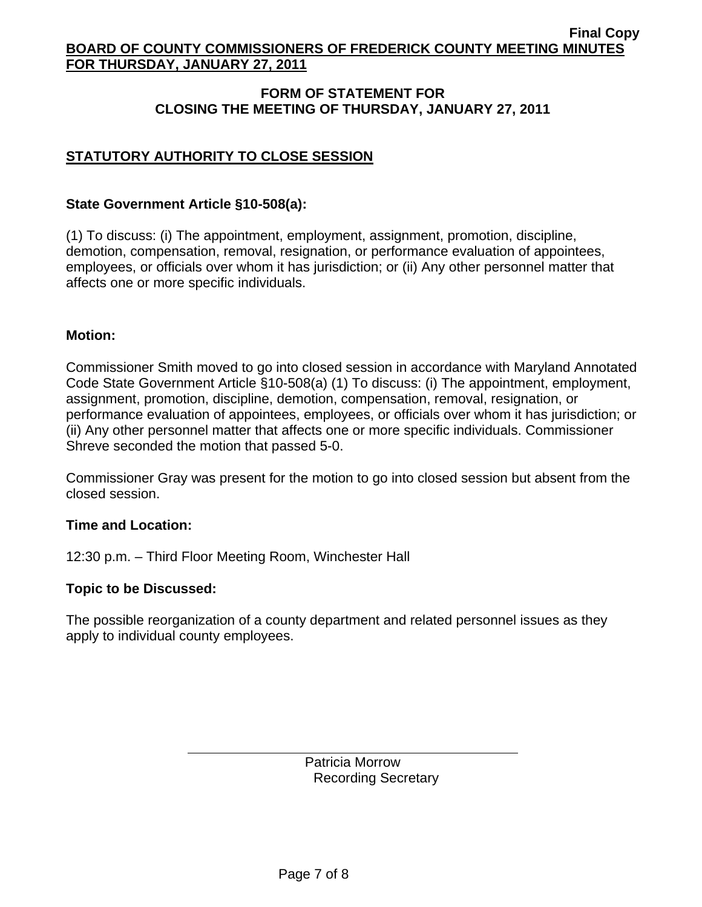## FORM OF STATEMENT FOR CLOSING THE MEETING OF THURSDAY, JANUARY 27, 2011

### STATUTORY AUTHORITY TO CLOSE SESSION

**State Government Article §10-508(a):**

(1) To discuss: (i) The appointment, employment, assignment, promotion, discipline, demotion, compensation, removal, resignation, or performance evaluation of appointees, employees, or officials over whom it has jurisdiction; or (ii) Any other personnel matter that affects one or more specific individuals.

**Motion:**

Commissioner Smith moved to go into closed session in accordance with Maryland Annotated Code State Government Article §10-508(a) (1) To discuss: (i) The appointment, employment, assignment, promotion, discipline, demotion, compensation, removal, resignation, or performance evaluation of appointees, employees, or officials over whom it has jurisdiction; or (ii) Any other personnel matter that affects one or more specific individuals. Commissioner Shreve seconded the motion that passed 5-0.

Commissioner Gray was present for the motion to go into closed session but absent from the closed session.

**Time and Location:**

12:30 p.m. – Third Floor Meeting Room, Winchester Hall

**Topic to be Discussed:**

The possible reorganization of a county department and related personnel issues as they apply to individual county employees.

Patricia Morrow
Recording Secretary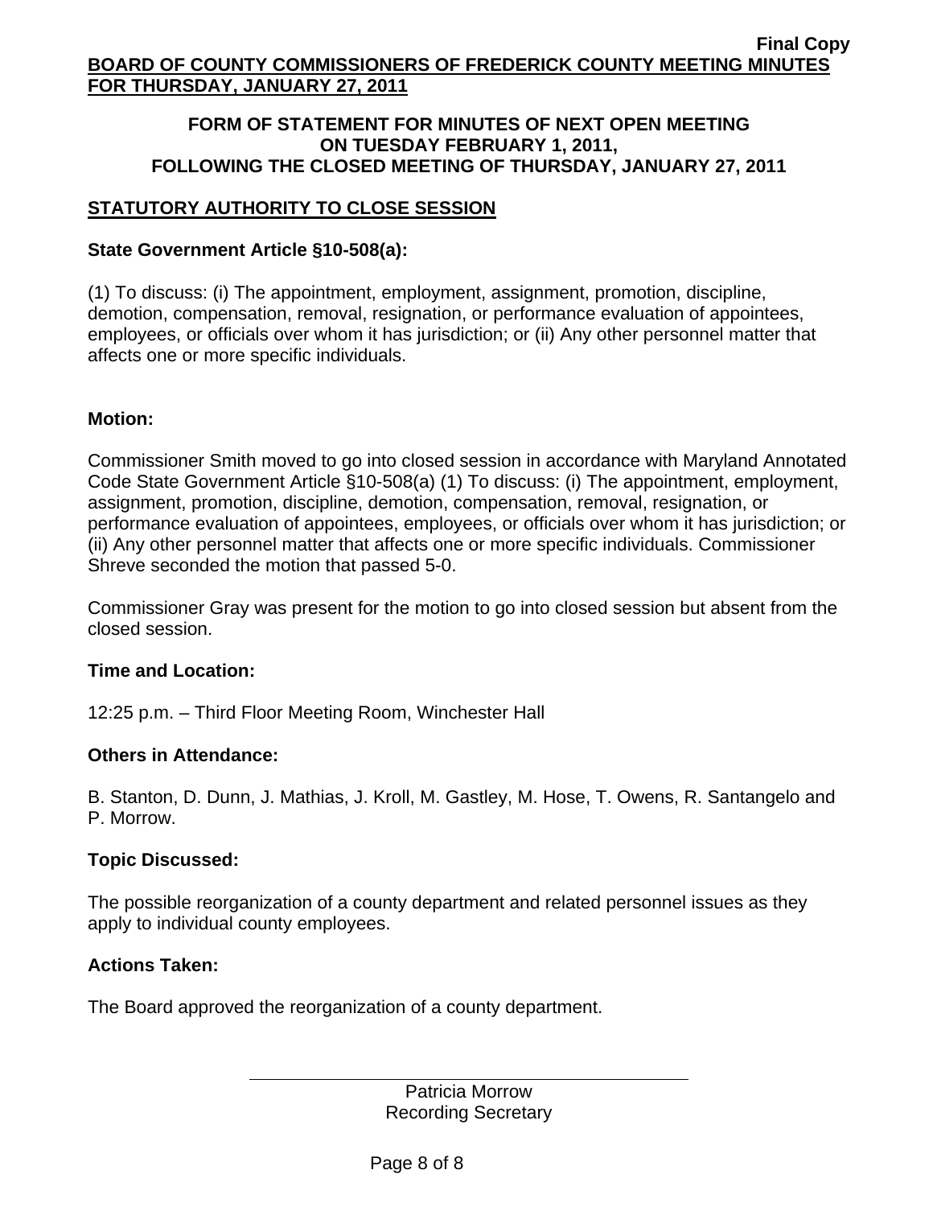**FORM OF STATEMENT FOR MINUTES OF NEXT OPEN MEETING ON TUESDAY FEBRUARY 1, 2011, FOLLOWING THE CLOSED MEETING OF THURSDAY, JANUARY 27, 2011**

## STATUTORY AUTHORITY TO CLOSE SESSION

**State Government Article §10-508(a):**

(1) To discuss: (i) The appointment, employment, assignment, promotion, discipline, demotion, compensation, removal, resignation, or performance evaluation of appointees, employees, or officials over whom it has jurisdiction; or (ii) Any other personnel matter that affects one or more specific individuals.

**Motion:**

Commissioner Smith moved to go into closed session in accordance with Maryland Annotated Code State Government Article §10-508(a) (1) To discuss: (i) The appointment, employment, assignment, promotion, discipline, demotion, compensation, removal, resignation, or performance evaluation of appointees, employees, or officials over whom it has jurisdiction; or (ii) Any other personnel matter that affects one or more specific individuals. Commissioner Shreve seconded the motion that passed 5-0.

Commissioner Gray was present for the motion to go into closed session but absent from the closed session.

**Time and Location:**

12:25 p.m. – Third Floor Meeting Room, Winchester Hall

**Others in Attendance:**

B. Stanton, D. Dunn, J. Mathias, J. Kroll, M. Gastley, M. Hose, T. Owens, R. Santangelo and P. Morrow.

**Topic Discussed:**

The possible reorganization of a county department and related personnel issues as they apply to individual county employees.

**Actions Taken:**

The Board approved the reorganization of a county department.

Patricia Morrow
Recording Secretary